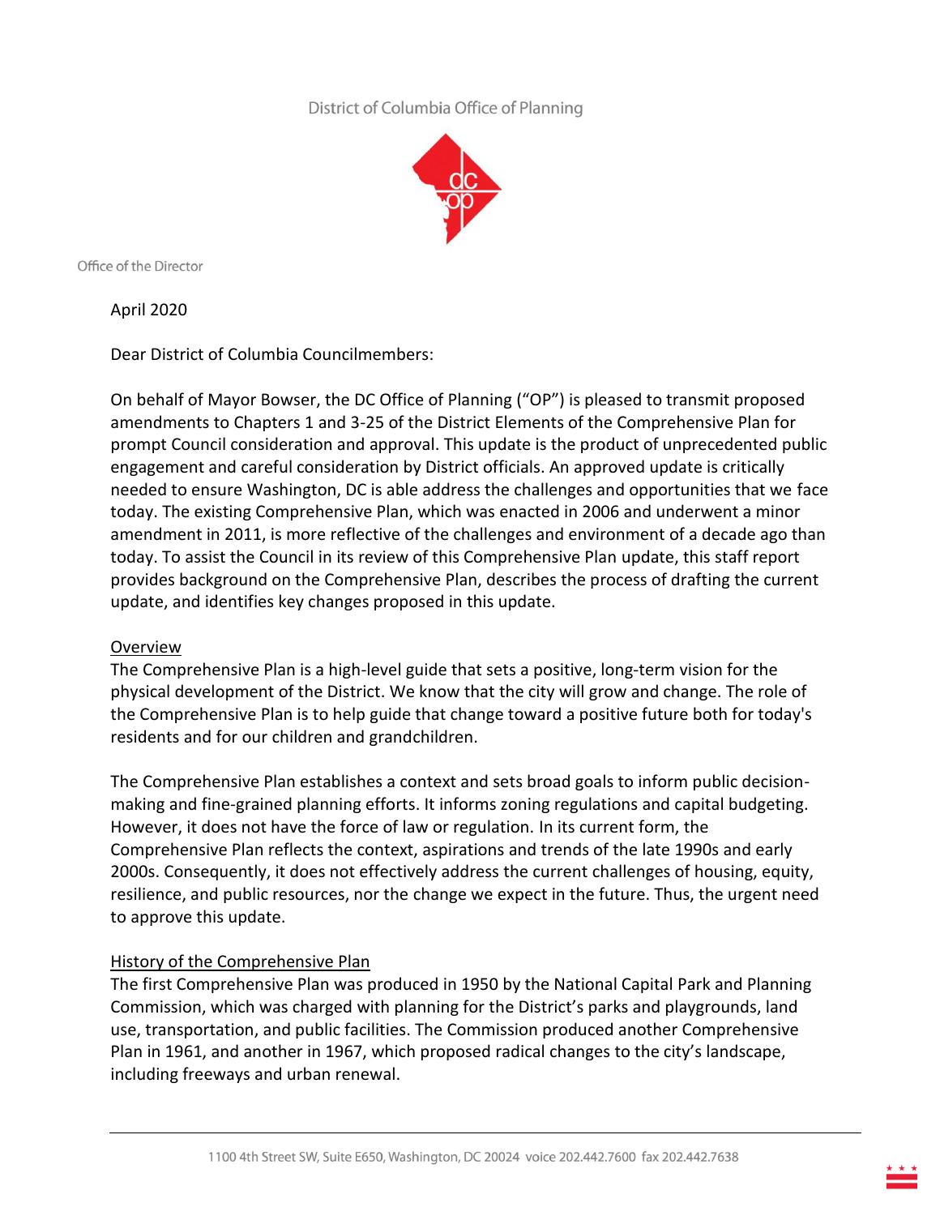District of Columbia Office of Planning

Office of the Director

April 2020

Dear District of Columbia Councilmembers:

On behalf of Mayor Bowser, the DC Office of Planning ("OP") is pleased to transmit proposed amendments to Chapters 1 and 3-25 of the District Elements of the Comprehensive Plan for prompt Council consideration and approval. This update is the product of unprecedented public engagement and careful consideration by District officials. An approved update is critically needed to ensure Washington, DC is able address the challenges and opportunities that we face today. The existing Comprehensive Plan, which was enacted in 2006 and underwent a minor amendment in 2011, is more reflective of the challenges and environment of a decade ago than today. To assist the Council in its review of this Comprehensive Plan update, this staff report provides background on the Comprehensive Plan, describes the process of drafting the current update, and identifies key changes proposed in this update.

## Overview

The Comprehensive Plan is a high-level guide that sets a positive, long-term vision for the physical development of the District. We know that the city will grow and change. The role of the Comprehensive Plan is to help guide that change toward a positive future both for today's residents and for our children and grandchildren.

The Comprehensive Plan establishes a context and sets broad goals to inform public decision-making and fine-grained planning efforts. It informs zoning regulations and capital budgeting. However, it does not have the force of law or regulation. In its current form, the Comprehensive Plan reflects the context, aspirations and trends of the late 1990s and early 2000s. Consequently, it does not effectively address the current challenges of housing, equity, resilience, and public resources, nor the change we expect in the future. Thus, the urgent need to approve this update.

## History of the Comprehensive Plan

The first Comprehensive Plan was produced in 1950 by the National Capital Park and Planning Commission, which was charged with planning for the District's parks and playgrounds, land use, transportation, and public facilities. The Commission produced another Comprehensive Plan in 1961, and another in 1967, which proposed radical changes to the city's landscape, including freeways and urban renewal.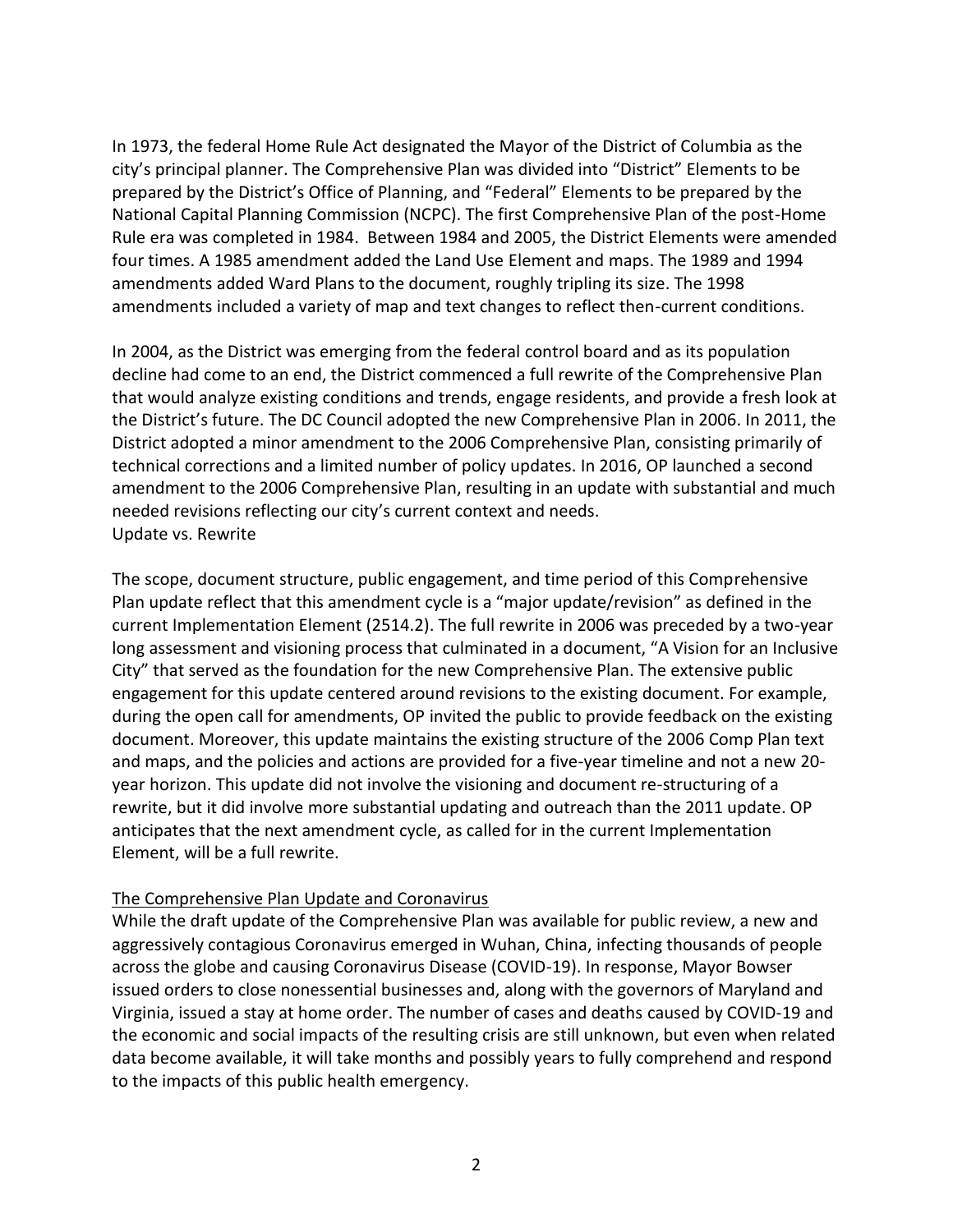In 1973, the federal Home Rule Act designated the Mayor of the District of Columbia as the city's principal planner. The Comprehensive Plan was divided into "District" Elements to be prepared by the District's Office of Planning, and "Federal" Elements to be prepared by the National Capital Planning Commission (NCPC). The first Comprehensive Plan of the post-Home Rule era was completed in 1984. Between 1984 and 2005, the District Elements were amended four times. A 1985 amendment added the Land Use Element and maps. The 1989 and 1994 amendments added Ward Plans to the document, roughly tripling its size. The 1998 amendments included a variety of map and text changes to reflect then-current conditions.

In 2004, as the District was emerging from the federal control board and as its population decline had come to an end, the District commenced a full rewrite of the Comprehensive Plan that would analyze existing conditions and trends, engage residents, and provide a fresh look at the District's future. The DC Council adopted the new Comprehensive Plan in 2006. In 2011, the District adopted a minor amendment to the 2006 Comprehensive Plan, consisting primarily of technical corrections and a limited number of policy updates. In 2016, OP launched a second amendment to the 2006 Comprehensive Plan, resulting in an update with substantial and much needed revisions reflecting our city's current context and needs.

Update vs. Rewrite

The scope, document structure, public engagement, and time period of this Comprehensive Plan update reflect that this amendment cycle is a "major update/revision" as defined in the current Implementation Element (2514.2). The full rewrite in 2006 was preceded by a two-year long assessment and visioning process that culminated in a document, "A Vision for an Inclusive City" that served as the foundation for the new Comprehensive Plan. The extensive public engagement for this update centered around revisions to the existing document. For example, during the open call for amendments, OP invited the public to provide feedback on the existing document. Moreover, this update maintains the existing structure of the 2006 Comp Plan text and maps, and the policies and actions are provided for a five-year timeline and not a new 20-year horizon. This update did not involve the visioning and document re-structuring of a rewrite, but it did involve more substantial updating and outreach than the 2011 update. OP anticipates that the next amendment cycle, as called for in the current Implementation Element, will be a full rewrite.

<u>The Comprehensive Plan Update and Coronavirus</u>

While the draft update of the Comprehensive Plan was available for public review, a new and aggressively contagious Coronavirus emerged in Wuhan, China, infecting thousands of people across the globe and causing Coronavirus Disease (COVID-19). In response, Mayor Bowser issued orders to close nonessential businesses and, along with the governors of Maryland and Virginia, issued a stay at home order. The number of cases and deaths caused by COVID-19 and the economic and social impacts of the resulting crisis are still unknown, but even when related data become available, it will take months and possibly years to fully comprehend and respond to the impacts of this public health emergency.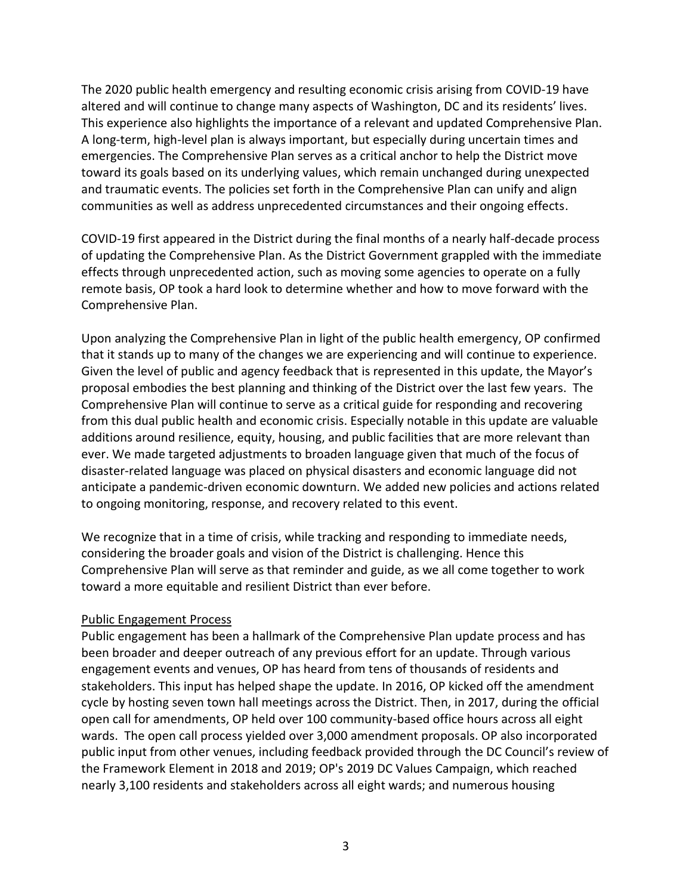The 2020 public health emergency and resulting economic crisis arising from COVID-19 have altered and will continue to change many aspects of Washington, DC and its residents' lives. This experience also highlights the importance of a relevant and updated Comprehensive Plan. A long-term, high-level plan is always important, but especially during uncertain times and emergencies. The Comprehensive Plan serves as a critical anchor to help the District move toward its goals based on its underlying values, which remain unchanged during unexpected and traumatic events. The policies set forth in the Comprehensive Plan can unify and align communities as well as address unprecedented circumstances and their ongoing effects.

COVID-19 first appeared in the District during the final months of a nearly half-decade process of updating the Comprehensive Plan. As the District Government grappled with the immediate effects through unprecedented action, such as moving some agencies to operate on a fully remote basis, OP took a hard look to determine whether and how to move forward with the Comprehensive Plan.

Upon analyzing the Comprehensive Plan in light of the public health emergency, OP confirmed that it stands up to many of the changes we are experiencing and will continue to experience. Given the level of public and agency feedback that is represented in this update, the Mayor's proposal embodies the best planning and thinking of the District over the last few years. The Comprehensive Plan will continue to serve as a critical guide for responding and recovering from this dual public health and economic crisis. Especially notable in this update are valuable additions around resilience, equity, housing, and public facilities that are more relevant than ever. We made targeted adjustments to broaden language given that much of the focus of disaster-related language was placed on physical disasters and economic language did not anticipate a pandemic-driven economic downturn. We added new policies and actions related to ongoing monitoring, response, and recovery related to this event.

We recognize that in a time of crisis, while tracking and responding to immediate needs, considering the broader goals and vision of the District is challenging. Hence this Comprehensive Plan will serve as that reminder and guide, as we all come together to work toward a more equitable and resilient District than ever before.

Public Engagement Process

Public engagement has been a hallmark of the Comprehensive Plan update process and has been broader and deeper outreach of any previous effort for an update. Through various engagement events and venues, OP has heard from tens of thousands of residents and stakeholders. This input has helped shape the update. In 2016, OP kicked off the amendment cycle by hosting seven town hall meetings across the District. Then, in 2017, during the official open call for amendments, OP held over 100 community-based office hours across all eight wards. The open call process yielded over 3,000 amendment proposals. OP also incorporated public input from other venues, including feedback provided through the DC Council's review of the Framework Element in 2018 and 2019; OP's 2019 DC Values Campaign, which reached nearly 3,100 residents and stakeholders across all eight wards; and numerous housing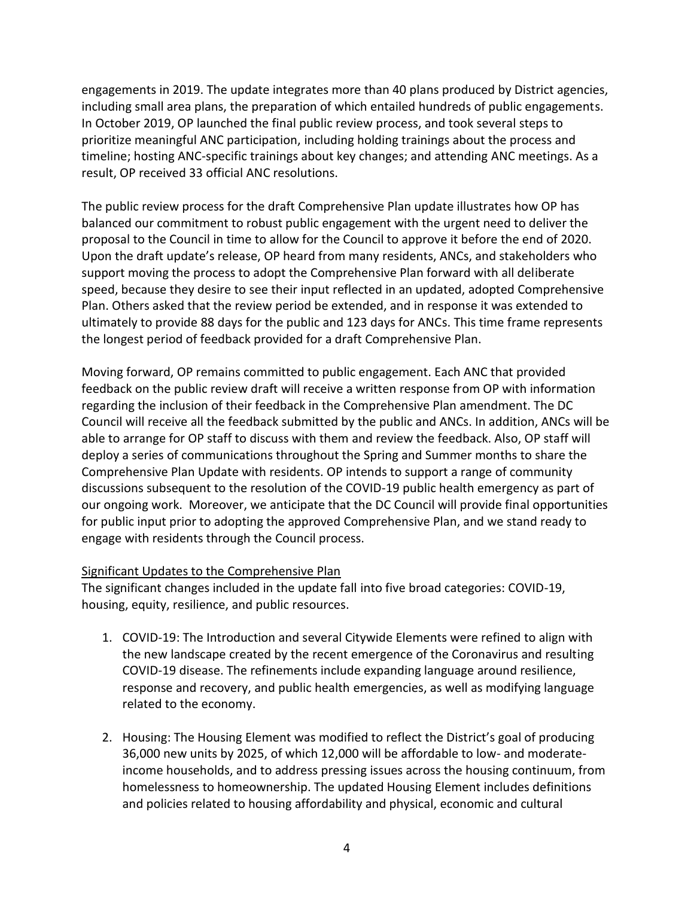engagements in 2019. The update integrates more than 40 plans produced by District agencies, including small area plans, the preparation of which entailed hundreds of public engagements. In October 2019, OP launched the final public review process, and took several steps to prioritize meaningful ANC participation, including holding trainings about the process and timeline; hosting ANC-specific trainings about key changes; and attending ANC meetings. As a result, OP received 33 official ANC resolutions.

The public review process for the draft Comprehensive Plan update illustrates how OP has balanced our commitment to robust public engagement with the urgent need to deliver the proposal to the Council in time to allow for the Council to approve it before the end of 2020. Upon the draft update's release, OP heard from many residents, ANCs, and stakeholders who support moving the process to adopt the Comprehensive Plan forward with all deliberate speed, because they desire to see their input reflected in an updated, adopted Comprehensive Plan. Others asked that the review period be extended, and in response it was extended to ultimately to provide 88 days for the public and 123 days for ANCs. This time frame represents the longest period of feedback provided for a draft Comprehensive Plan.

Moving forward, OP remains committed to public engagement. Each ANC that provided feedback on the public review draft will receive a written response from OP with information regarding the inclusion of their feedback in the Comprehensive Plan amendment. The DC Council will receive all the feedback submitted by the public and ANCs. In addition, ANCs will be able to arrange for OP staff to discuss with them and review the feedback. Also, OP staff will deploy a series of communications throughout the Spring and Summer months to share the Comprehensive Plan Update with residents. OP intends to support a range of community discussions subsequent to the resolution of the COVID-19 public health emergency as part of our ongoing work. Moreover, we anticipate that the DC Council will provide final opportunities for public input prior to adopting the approved Comprehensive Plan, and we stand ready to engage with residents through the Council process.

<u>Significant Updates to the Comprehensive Plan</u>

The significant changes included in the update fall into five broad categories: COVID-19, housing, equity, resilience, and public resources.

1. COVID-19: The Introduction and several Citywide Elements were refined to align with the new landscape created by the recent emergence of the Coronavirus and resulting COVID-19 disease. The refinements include expanding language around resilience, response and recovery, and public health emergencies, as well as modifying language related to the economy.

2. Housing: The Housing Element was modified to reflect the District's goal of producing 36,000 new units by 2025, of which 12,000 will be affordable to low- and moderate-income households, and to address pressing issues across the housing continuum, from homelessness to homeownership. The updated Housing Element includes definitions and policies related to housing affordability and physical, economic and cultural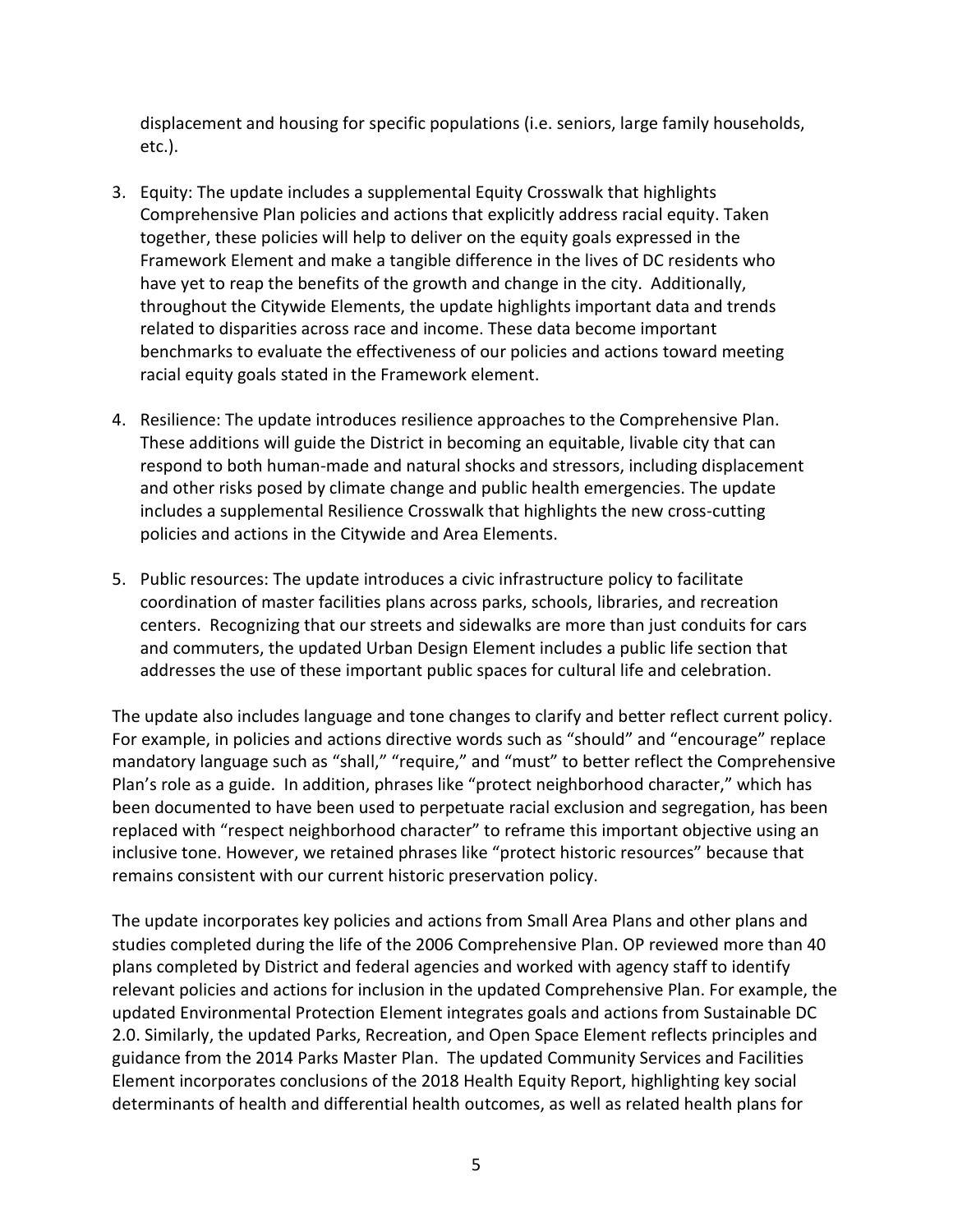displacement and housing for specific populations (i.e. seniors, large family households, etc.).

3. Equity: The update includes a supplemental Equity Crosswalk that highlights Comprehensive Plan policies and actions that explicitly address racial equity. Taken together, these policies will help to deliver on the equity goals expressed in the Framework Element and make a tangible difference in the lives of DC residents who have yet to reap the benefits of the growth and change in the city. Additionally, throughout the Citywide Elements, the update highlights important data and trends related to disparities across race and income. These data become important benchmarks to evaluate the effectiveness of our policies and actions toward meeting racial equity goals stated in the Framework element.

4. Resilience: The update introduces resilience approaches to the Comprehensive Plan. These additions will guide the District in becoming an equitable, livable city that can respond to both human-made and natural shocks and stressors, including displacement and other risks posed by climate change and public health emergencies. The update includes a supplemental Resilience Crosswalk that highlights the new cross-cutting policies and actions in the Citywide and Area Elements.

5. Public resources: The update introduces a civic infrastructure policy to facilitate coordination of master facilities plans across parks, schools, libraries, and recreation centers. Recognizing that our streets and sidewalks are more than just conduits for cars and commuters, the updated Urban Design Element includes a public life section that addresses the use of these important public spaces for cultural life and celebration.

The update also includes language and tone changes to clarify and better reflect current policy. For example, in policies and actions directive words such as "should" and "encourage" replace mandatory language such as "shall," "require," and "must" to better reflect the Comprehensive Plan's role as a guide. In addition, phrases like "protect neighborhood character," which has been documented to have been used to perpetuate racial exclusion and segregation, has been replaced with "respect neighborhood character" to reframe this important objective using an inclusive tone. However, we retained phrases like "protect historic resources" because that remains consistent with our current historic preservation policy.

The update incorporates key policies and actions from Small Area Plans and other plans and studies completed during the life of the 2006 Comprehensive Plan. OP reviewed more than 40 plans completed by District and federal agencies and worked with agency staff to identify relevant policies and actions for inclusion in the updated Comprehensive Plan. For example, the updated Environmental Protection Element integrates goals and actions from Sustainable DC 2.0. Similarly, the updated Parks, Recreation, and Open Space Element reflects principles and guidance from the 2014 Parks Master Plan. The updated Community Services and Facilities Element incorporates conclusions of the 2018 Health Equity Report, highlighting key social determinants of health and differential health outcomes, as well as related health plans for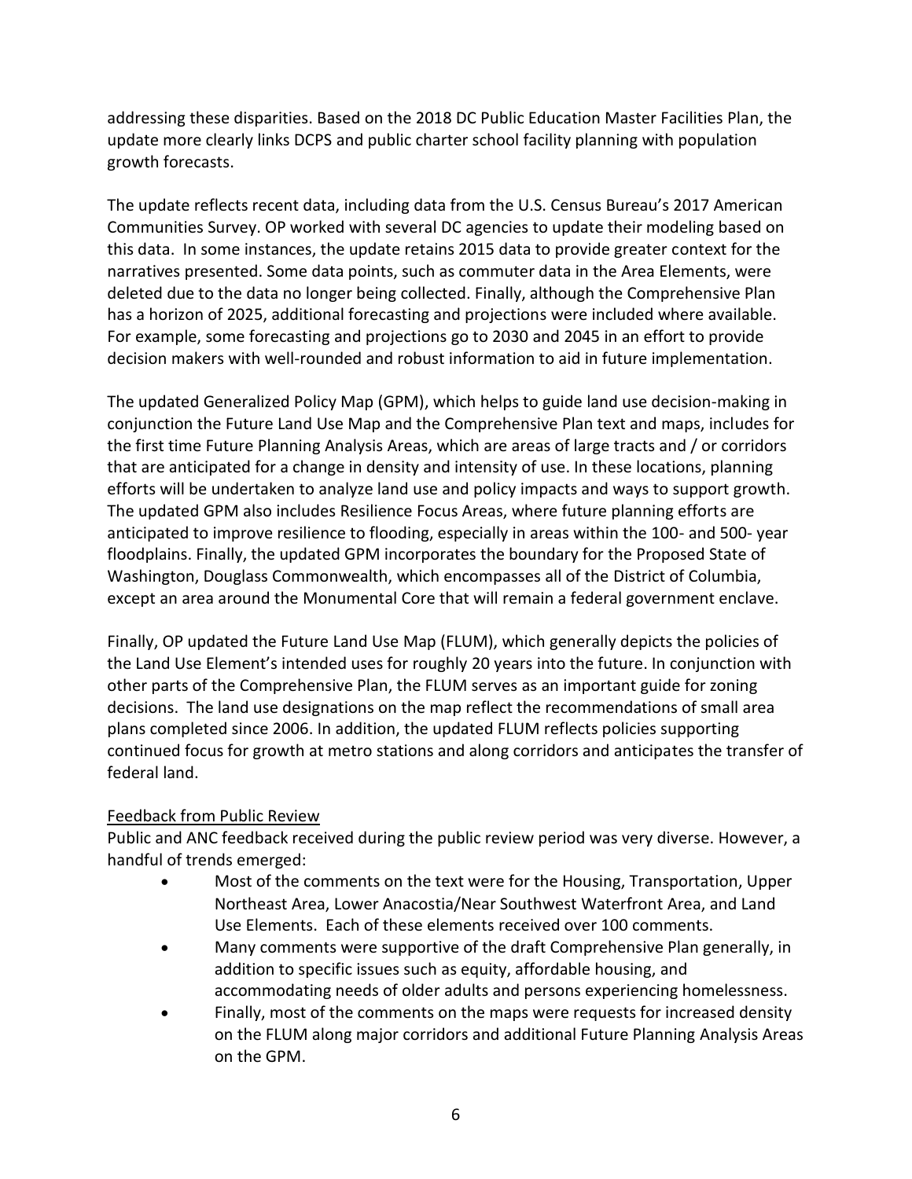addressing these disparities. Based on the 2018 DC Public Education Master Facilities Plan, the update more clearly links DCPS and public charter school facility planning with population growth forecasts.

The update reflects recent data, including data from the U.S. Census Bureau's 2017 American Communities Survey. OP worked with several DC agencies to update their modeling based on this data. In some instances, the update retains 2015 data to provide greater context for the narratives presented. Some data points, such as commuter data in the Area Elements, were deleted due to the data no longer being collected. Finally, although the Comprehensive Plan has a horizon of 2025, additional forecasting and projections were included where available. For example, some forecasting and projections go to 2030 and 2045 in an effort to provide decision makers with well-rounded and robust information to aid in future implementation.

The updated Generalized Policy Map (GPM), which helps to guide land use decision-making in conjunction the Future Land Use Map and the Comprehensive Plan text and maps, includes for the first time Future Planning Analysis Areas, which are areas of large tracts and / or corridors that are anticipated for a change in density and intensity of use. In these locations, planning efforts will be undertaken to analyze land use and policy impacts and ways to support growth. The updated GPM also includes Resilience Focus Areas, where future planning efforts are anticipated to improve resilience to flooding, especially in areas within the 100- and 500- year floodplains. Finally, the updated GPM incorporates the boundary for the Proposed State of Washington, Douglass Commonwealth, which encompasses all of the District of Columbia, except an area around the Monumental Core that will remain a federal government enclave.

Finally, OP updated the Future Land Use Map (FLUM), which generally depicts the policies of the Land Use Element's intended uses for roughly 20 years into the future. In conjunction with other parts of the Comprehensive Plan, the FLUM serves as an important guide for zoning decisions. The land use designations on the map reflect the recommendations of small area plans completed since 2006. In addition, the updated FLUM reflects policies supporting continued focus for growth at metro stations and along corridors and anticipates the transfer of federal land.

<u>Feedback from Public Review</u>

Public and ANC feedback received during the public review period was very diverse. However, a handful of trends emerged:

- Most of the comments on the text were for the Housing, Transportation, Upper Northeast Area, Lower Anacostia/Near Southwest Waterfront Area, and Land Use Elements. Each of these elements received over 100 comments.
- Many comments were supportive of the draft Comprehensive Plan generally, in addition to specific issues such as equity, affordable housing, and accommodating needs of older adults and persons experiencing homelessness.
- Finally, most of the comments on the maps were requests for increased density on the FLUM along major corridors and additional Future Planning Analysis Areas on the GPM.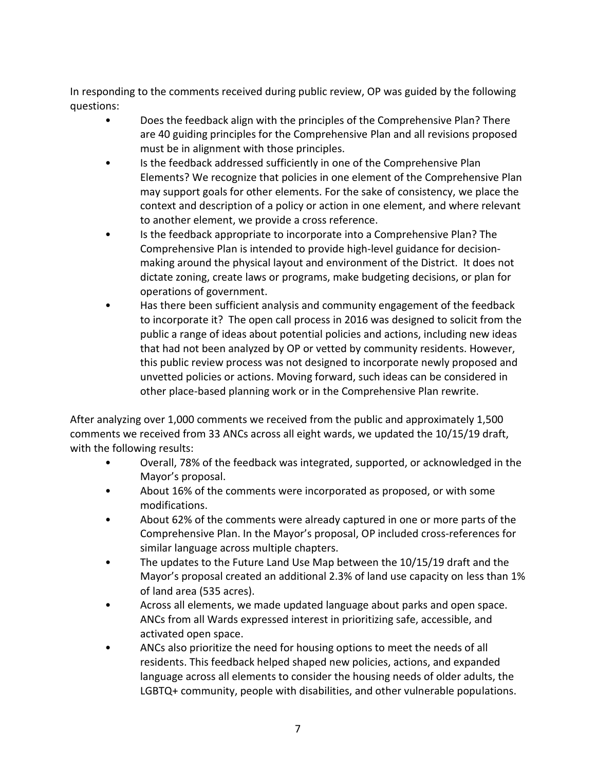In responding to the comments received during public review, OP was guided by the following questions:

- Does the feedback align with the principles of the Comprehensive Plan? There are 40 guiding principles for the Comprehensive Plan and all revisions proposed must be in alignment with those principles.
- Is the feedback addressed sufficiently in one of the Comprehensive Plan Elements? We recognize that policies in one element of the Comprehensive Plan may support goals for other elements. For the sake of consistency, we place the context and description of a policy or action in one element, and where relevant to another element, we provide a cross reference.
- Is the feedback appropriate to incorporate into a Comprehensive Plan? The Comprehensive Plan is intended to provide high-level guidance for decision-making around the physical layout and environment of the District. It does not dictate zoning, create laws or programs, make budgeting decisions, or plan for operations of government.
- Has there been sufficient analysis and community engagement of the feedback to incorporate it? The open call process in 2016 was designed to solicit from the public a range of ideas about potential policies and actions, including new ideas that had not been analyzed by OP or vetted by community residents. However, this public review process was not designed to incorporate newly proposed and unvetted policies or actions. Moving forward, such ideas can be considered in other place-based planning work or in the Comprehensive Plan rewrite.

After analyzing over 1,000 comments we received from the public and approximately 1,500 comments we received from 33 ANCs across all eight wards, we updated the 10/15/19 draft, with the following results:

- Overall, 78% of the feedback was integrated, supported, or acknowledged in the Mayor's proposal.
- About 16% of the comments were incorporated as proposed, or with some modifications.
- About 62% of the comments were already captured in one or more parts of the Comprehensive Plan. In the Mayor's proposal, OP included cross-references for similar language across multiple chapters.
- The updates to the Future Land Use Map between the 10/15/19 draft and the Mayor's proposal created an additional 2.3% of land use capacity on less than 1% of land area (535 acres).
- Across all elements, we made updated language about parks and open space. ANCs from all Wards expressed interest in prioritizing safe, accessible, and activated open space.
- ANCs also prioritize the need for housing options to meet the needs of all residents. This feedback helped shaped new policies, actions, and expanded language across all elements to consider the housing needs of older adults, the LGBTQ+ community, people with disabilities, and other vulnerable populations.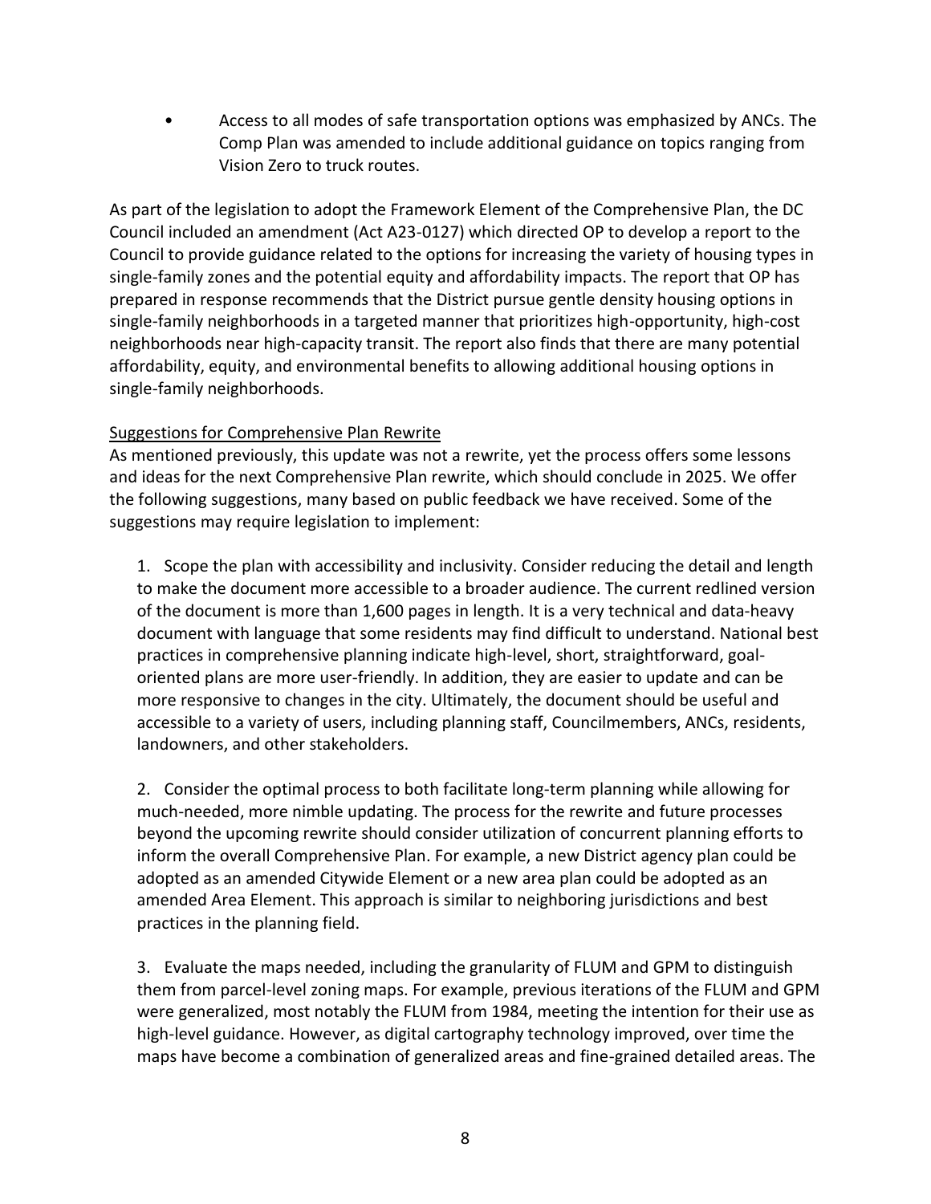- Access to all modes of safe transportation options was emphasized by ANCs. The Comp Plan was amended to include additional guidance on topics ranging from Vision Zero to truck routes.

As part of the legislation to adopt the Framework Element of the Comprehensive Plan, the DC Council included an amendment (Act A23-0127) which directed OP to develop a report to the Council to provide guidance related to the options for increasing the variety of housing types in single-family zones and the potential equity and affordability impacts. The report that OP has prepared in response recommends that the District pursue gentle density housing options in single-family neighborhoods in a targeted manner that prioritizes high-opportunity, high-cost neighborhoods near high-capacity transit. The report also finds that there are many potential affordability, equity, and environmental benefits to allowing additional housing options in single-family neighborhoods.

<u>Suggestions for Comprehensive Plan Rewrite</u>

As mentioned previously, this update was not a rewrite, yet the process offers some lessons and ideas for the next Comprehensive Plan rewrite, which should conclude in 2025. We offer the following suggestions, many based on public feedback we have received. Some of the suggestions may require legislation to implement:

1. Scope the plan with accessibility and inclusivity. Consider reducing the detail and length to make the document more accessible to a broader audience. The current redlined version of the document is more than 1,600 pages in length. It is a very technical and data-heavy document with language that some residents may find difficult to understand. National best practices in comprehensive planning indicate high-level, short, straightforward, goal-oriented plans are more user-friendly. In addition, they are easier to update and can be more responsive to changes in the city. Ultimately, the document should be useful and accessible to a variety of users, including planning staff, Councilmembers, ANCs, residents, landowners, and other stakeholders.

2. Consider the optimal process to both facilitate long-term planning while allowing for much-needed, more nimble updating. The process for the rewrite and future processes beyond the upcoming rewrite should consider utilization of concurrent planning efforts to inform the overall Comprehensive Plan. For example, a new District agency plan could be adopted as an amended Citywide Element or a new area plan could be adopted as an amended Area Element. This approach is similar to neighboring jurisdictions and best practices in the planning field.

3. Evaluate the maps needed, including the granularity of FLUM and GPM to distinguish them from parcel-level zoning maps. For example, previous iterations of the FLUM and GPM were generalized, most notably the FLUM from 1984, meeting the intention for their use as high-level guidance. However, as digital cartography technology improved, over time the maps have become a combination of generalized areas and fine-grained detailed areas. The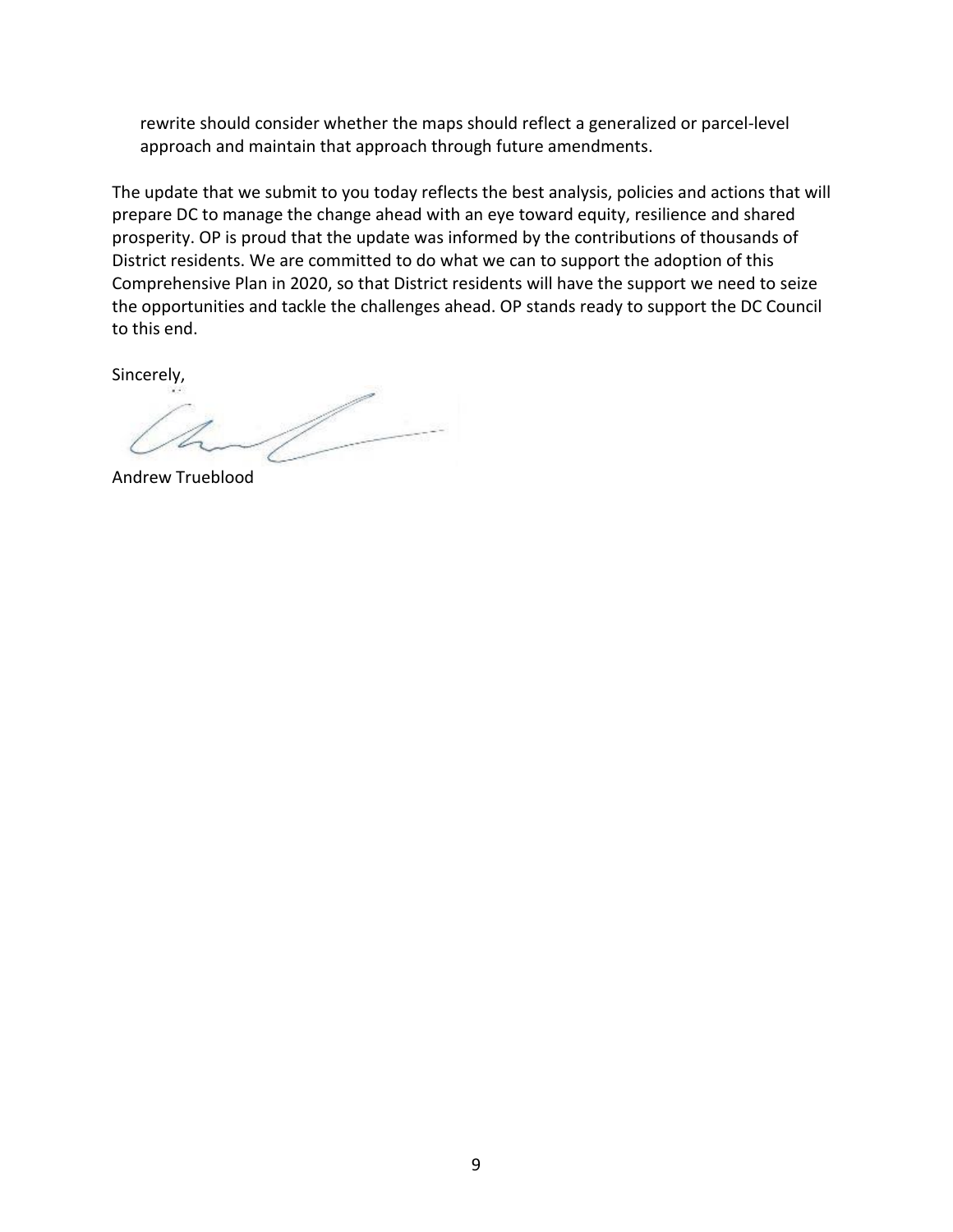rewrite should consider whether the maps should reflect a generalized or parcel-level approach and maintain that approach through future amendments.

The update that we submit to you today reflects the best analysis, policies and actions that will prepare DC to manage the change ahead with an eye toward equity, resilience and shared prosperity. OP is proud that the update was informed by the contributions of thousands of District residents. We are committed to do what we can to support the adoption of this Comprehensive Plan in 2020, so that District residents will have the support we need to seize the opportunities and tackle the challenges ahead. OP stands ready to support the DC Council to this end.

Sincerely,

Andrew Trueblood